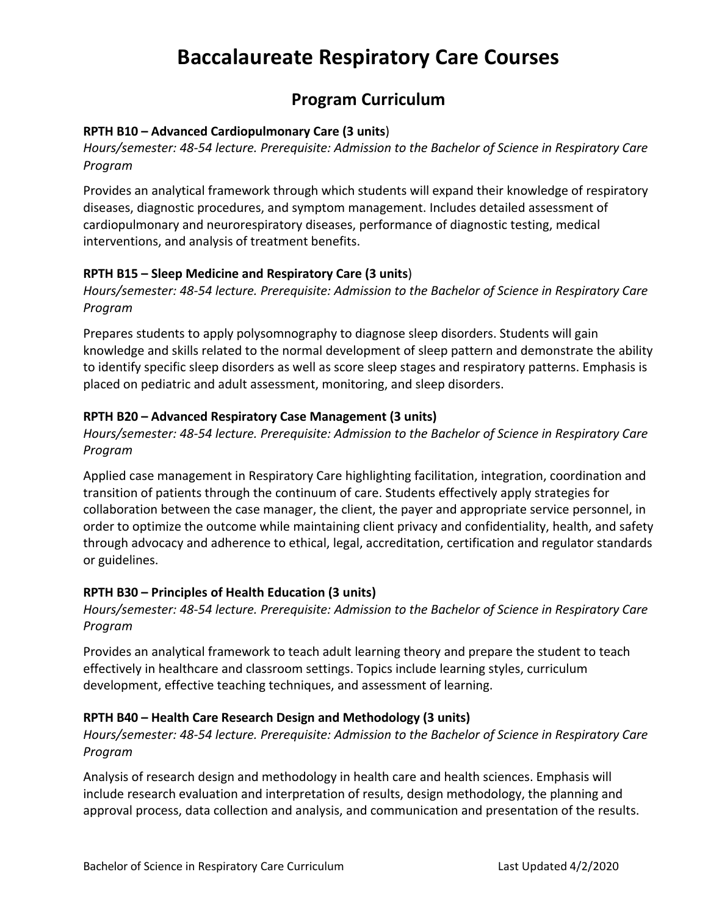# Baccalaureate Respiratory Care Courses

## Program Curriculum

**RPTH B10 – Advanced Cardiopulmonary Care (3 units**)

*Hours/semester: 48-54 lecture. Prerequisite: Admission to the Bachelor of Science in Respiratory Care Program*

Provides an analytical framework through which students will expand their knowledge of respiratory diseases, diagnostic procedures, and symptom management. Includes detailed assessment of cardiopulmonary and neurorespiratory diseases, performance of diagnostic testing, medical interventions, and analysis of treatment benefits.

**RPTH B15 – Sleep Medicine and Respiratory Care (3 units**)

*Hours/semester: 48-54 lecture. Prerequisite: Admission to the Bachelor of Science in Respiratory Care Program*

Prepares students to apply polysomnography to diagnose sleep disorders. Students will gain knowledge and skills related to the normal development of sleep pattern and demonstrate the ability to identify specific sleep disorders as well as score sleep stages and respiratory patterns. Emphasis is placed on pediatric and adult assessment, monitoring, and sleep disorders.

**RPTH B20 – Advanced Respiratory Case Management (3 units)**

*Hours/semester: 48-54 lecture. Prerequisite: Admission to the Bachelor of Science in Respiratory Care Program*

Applied case management in Respiratory Care highlighting facilitation, integration, coordination and transition of patients through the continuum of care. Students effectively apply strategies for collaboration between the case manager, the client, the payer and appropriate service personnel, in order to optimize the outcome while maintaining client privacy and confidentiality, health, and safety through advocacy and adherence to ethical, legal, accreditation, certification and regulator standards or guidelines.

**RPTH B30 – Principles of Health Education (3 units)**

*Hours/semester: 48-54 lecture. Prerequisite: Admission to the Bachelor of Science in Respiratory Care Program*

Provides an analytical framework to teach adult learning theory and prepare the student to teach effectively in healthcare and classroom settings. Topics include learning styles, curriculum development, effective teaching techniques, and assessment of learning.

**RPTH B40 – Health Care Research Design and Methodology (3 units)**

*Hours/semester: 48-54 lecture. Prerequisite: Admission to the Bachelor of Science in Respiratory Care Program*

Analysis of research design and methodology in health care and health sciences. Emphasis will include research evaluation and interpretation of results, design methodology, the planning and approval process, data collection and analysis, and communication and presentation of the results.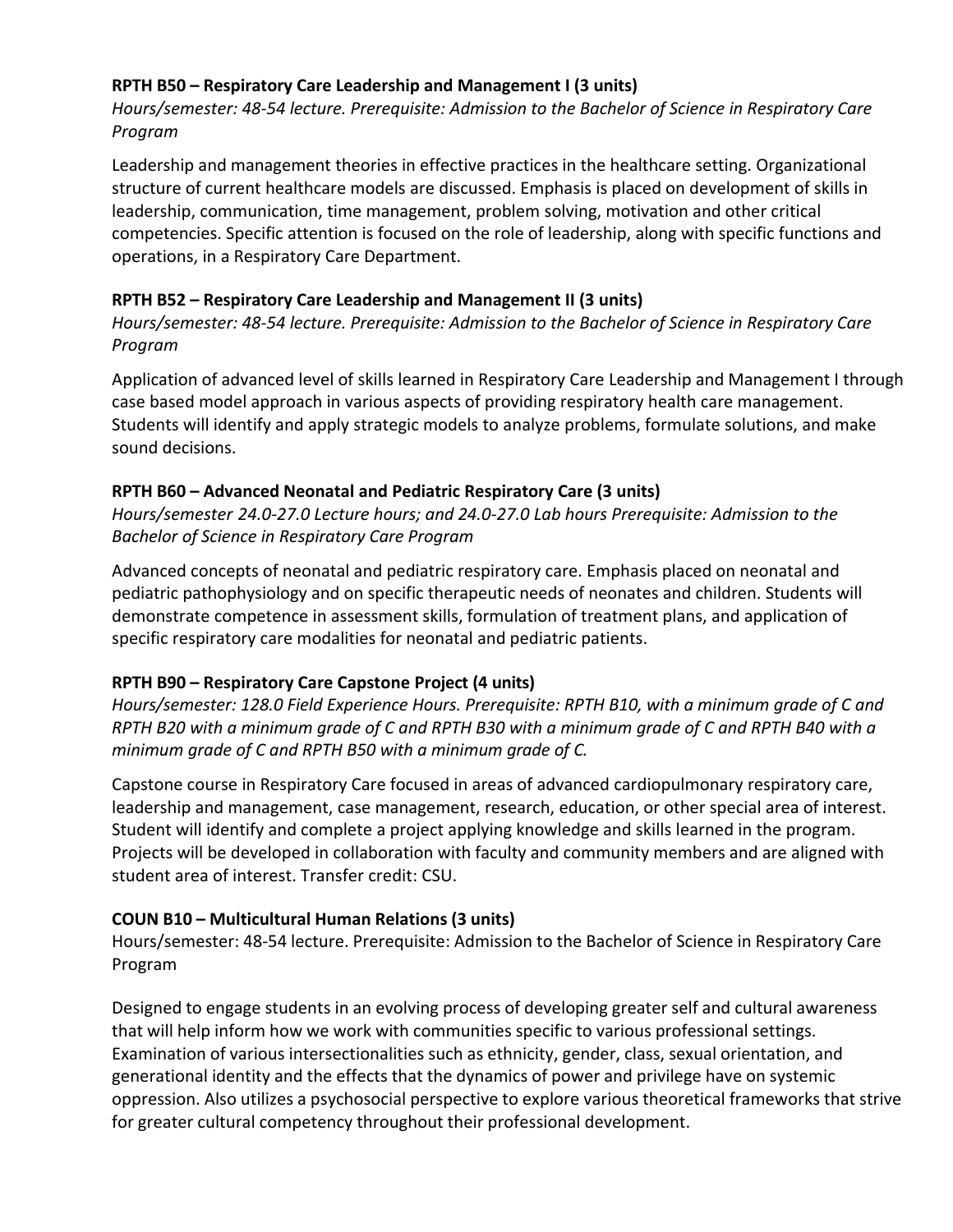**RPTH B50 – Respiratory Care Leadership and Management I (3 units)**

*Hours/semester: 48-54 lecture. Prerequisite: Admission to the Bachelor of Science in Respiratory Care Program*

Leadership and management theories in effective practices in the healthcare setting. Organizational structure of current healthcare models are discussed. Emphasis is placed on development of skills in leadership, communication, time management, problem solving, motivation and other critical competencies. Specific attention is focused on the role of leadership, along with specific functions and operations, in a Respiratory Care Department.

**RPTH B52 – Respiratory Care Leadership and Management II (3 units)**

*Hours/semester: 48-54 lecture. Prerequisite: Admission to the Bachelor of Science in Respiratory Care Program*

Application of advanced level of skills learned in Respiratory Care Leadership and Management I through case based model approach in various aspects of providing respiratory health care management. Students will identify and apply strategic models to analyze problems, formulate solutions, and make sound decisions.

**RPTH B60 – Advanced Neonatal and Pediatric Respiratory Care (3 units)**

*Hours/semester 24.0-27.0 Lecture hours; and 24.0-27.0 Lab hours Prerequisite: Admission to the Bachelor of Science in Respiratory Care Program*

Advanced concepts of neonatal and pediatric respiratory care. Emphasis placed on neonatal and pediatric pathophysiology and on specific therapeutic needs of neonates and children. Students will demonstrate competence in assessment skills, formulation of treatment plans, and application of specific respiratory care modalities for neonatal and pediatric patients.

**RPTH B90 – Respiratory Care Capstone Project (4 units)**

*Hours/semester: 128.0 Field Experience Hours. Prerequisite: RPTH B10, with a minimum grade of C and RPTH B20 with a minimum grade of C and RPTH B30 with a minimum grade of C and RPTH B40 with a minimum grade of C and RPTH B50 with a minimum grade of C.*

Capstone course in Respiratory Care focused in areas of advanced cardiopulmonary respiratory care, leadership and management, case management, research, education, or other special area of interest. Student will identify and complete a project applying knowledge and skills learned in the program. Projects will be developed in collaboration with faculty and community members and are aligned with student area of interest. Transfer credit: CSU.

**COUN B10 – Multicultural Human Relations (3 units)**

Hours/semester: 48-54 lecture. Prerequisite: Admission to the Bachelor of Science in Respiratory Care Program

Designed to engage students in an evolving process of developing greater self and cultural awareness that will help inform how we work with communities specific to various professional settings. Examination of various intersectionalities such as ethnicity, gender, class, sexual orientation, and generational identity and the effects that the dynamics of power and privilege have on systemic oppression. Also utilizes a psychosocial perspective to explore various theoretical frameworks that strive for greater cultural competency throughout their professional development.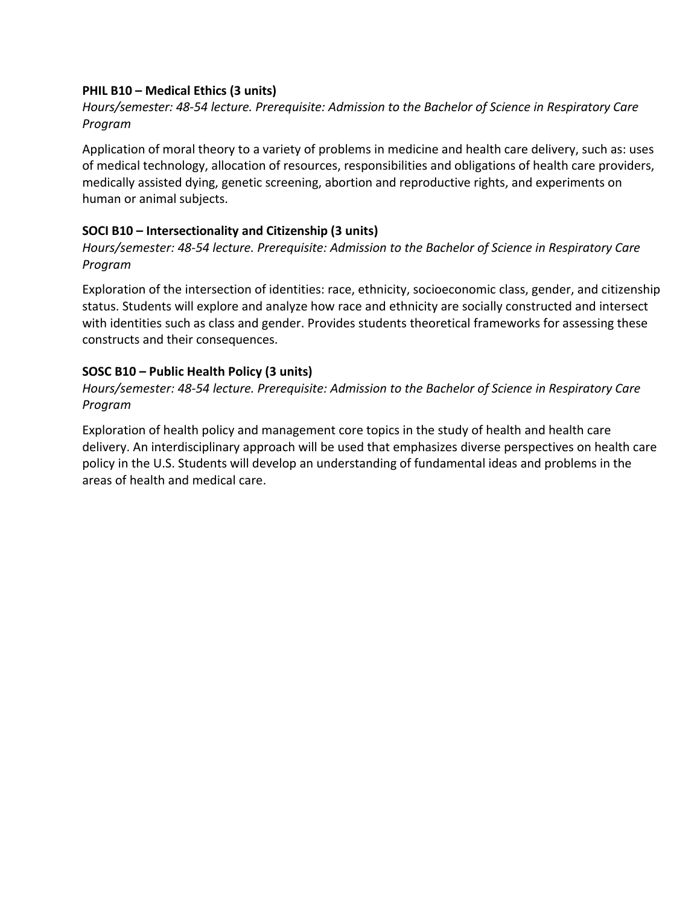**PHIL B10 – Medical Ethics (3 units)**

*Hours/semester: 48-54 lecture. Prerequisite: Admission to the Bachelor of Science in Respiratory Care Program*

Application of moral theory to a variety of problems in medicine and health care delivery, such as: uses of medical technology, allocation of resources, responsibilities and obligations of health care providers, medically assisted dying, genetic screening, abortion and reproductive rights, and experiments on human or animal subjects.

**SOCI B10 – Intersectionality and Citizenship (3 units)**

*Hours/semester: 48-54 lecture. Prerequisite: Admission to the Bachelor of Science in Respiratory Care Program*

Exploration of the intersection of identities: race, ethnicity, socioeconomic class, gender, and citizenship status. Students will explore and analyze how race and ethnicity are socially constructed and intersect with identities such as class and gender. Provides students theoretical frameworks for assessing these constructs and their consequences.

**SOSC B10 – Public Health Policy (3 units)**

*Hours/semester: 48-54 lecture. Prerequisite: Admission to the Bachelor of Science in Respiratory Care Program*

Exploration of health policy and management core topics in the study of health and health care delivery. An interdisciplinary approach will be used that emphasizes diverse perspectives on health care policy in the U.S. Students will develop an understanding of fundamental ideas and problems in the areas of health and medical care.